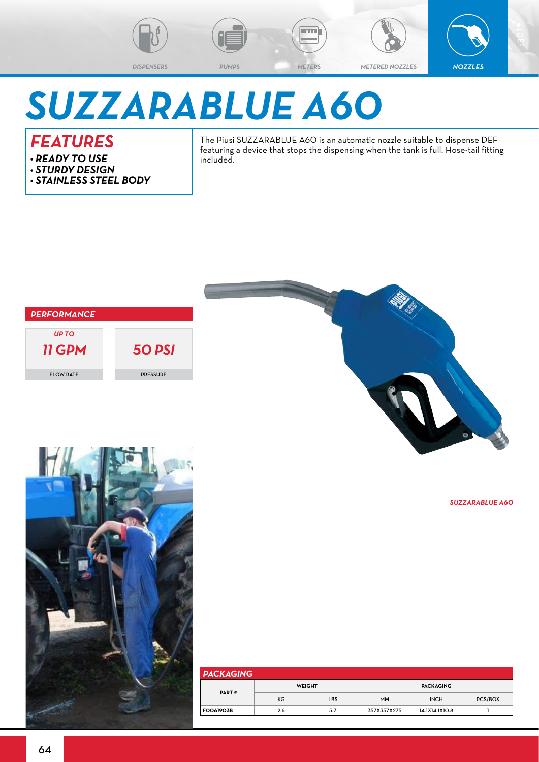DISPENSERS PUMPS METERS METERED NOZZLES NOZZLES

# SUZZARABLUE A60

## FEATURES

- ***READY TO USE***
- ***STURDY DESIGN***
- ***STAINLESS STEEL BODY***

The Piusi SUZZARABLUE A60 is an automatic nozzle suitable to dispense DEF featuring a device that stops the dispensing when the tank is full. Hose-tail fitting included.

## PERFORMANCE

| UP TO 11 GPM | 50 PSI |
|---|---|
| FLOW RATE | PRESSURE |

*SUZZARABLUE A60*

## PACKAGING

| PART # | WEIGHT | | PACKAGING | | |
|---|---|---|---|---|---|
| | KG | LBS | MM | INCH | PCS/BOX |
| F0061903B | 2.6 | 5.7 | 357X357X275 | 14.1X14.1X10.8 | 1 |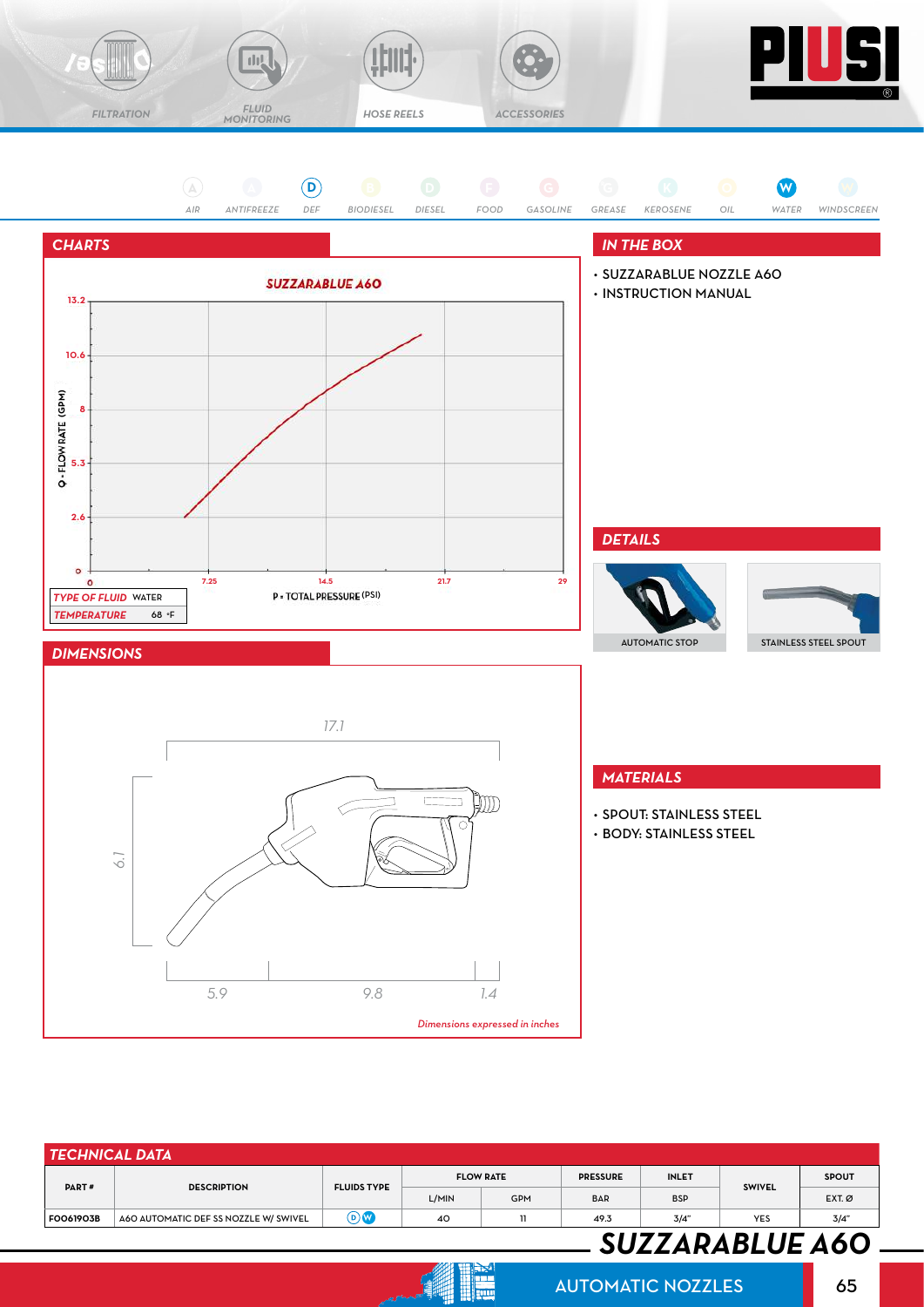FILTRATION · FLUID MONITORING · HOSE REELS · ACCESSORIES

AIR · ANTIFREEZE · DEF · BIODIESEL · DIESEL · FOOD · GASOLINE · GREASE · KEROSENE · OIL · WATER · WINDSCREEN

## CHARTS

SUZZARABLUE A60

13.2
10.6
8
5.3
2.6
0

Q - FLOW RATE (GPM)

0
7.25
14.5
21.7
29

P - TOTAL PRESSURE (PSI)

TYPE OF FLUID WATER
TEMPERATURE 68 °F

## IN THE BOX

- SUZZARABLUE NOZZLE A60
- INSTRUCTION MANUAL

## DETAILS

AUTOMATIC STOP

STAINLESS STEEL SPOUT

## DIMENSIONS

17.1
6.1
5.9
9.8
1.4

Dimensions expressed in inches

## MATERIALS

- SPOUT: STAINLESS STEEL
- BODY: STAINLESS STEEL

## TECHNICAL DATA

| PART # | DESCRIPTION | FLUIDS TYPE | FLOW RATE | | PRESSURE | INLET | SWIVEL | SPOUT |
|---|---|---|---|---|---|---|---|---|
| | | | L/MIN | GPM | BAR | BSP | | EXT. Ø |
| F00619O3B | A60 AUTOMATIC DEF SS NOZZLE W/ SWIVEL | D W | 40 | 11 | 49.3 | 3/4" | YES | 3/4" |

# SUZZARABLUE A60

AUTOMATIC NOZZLES